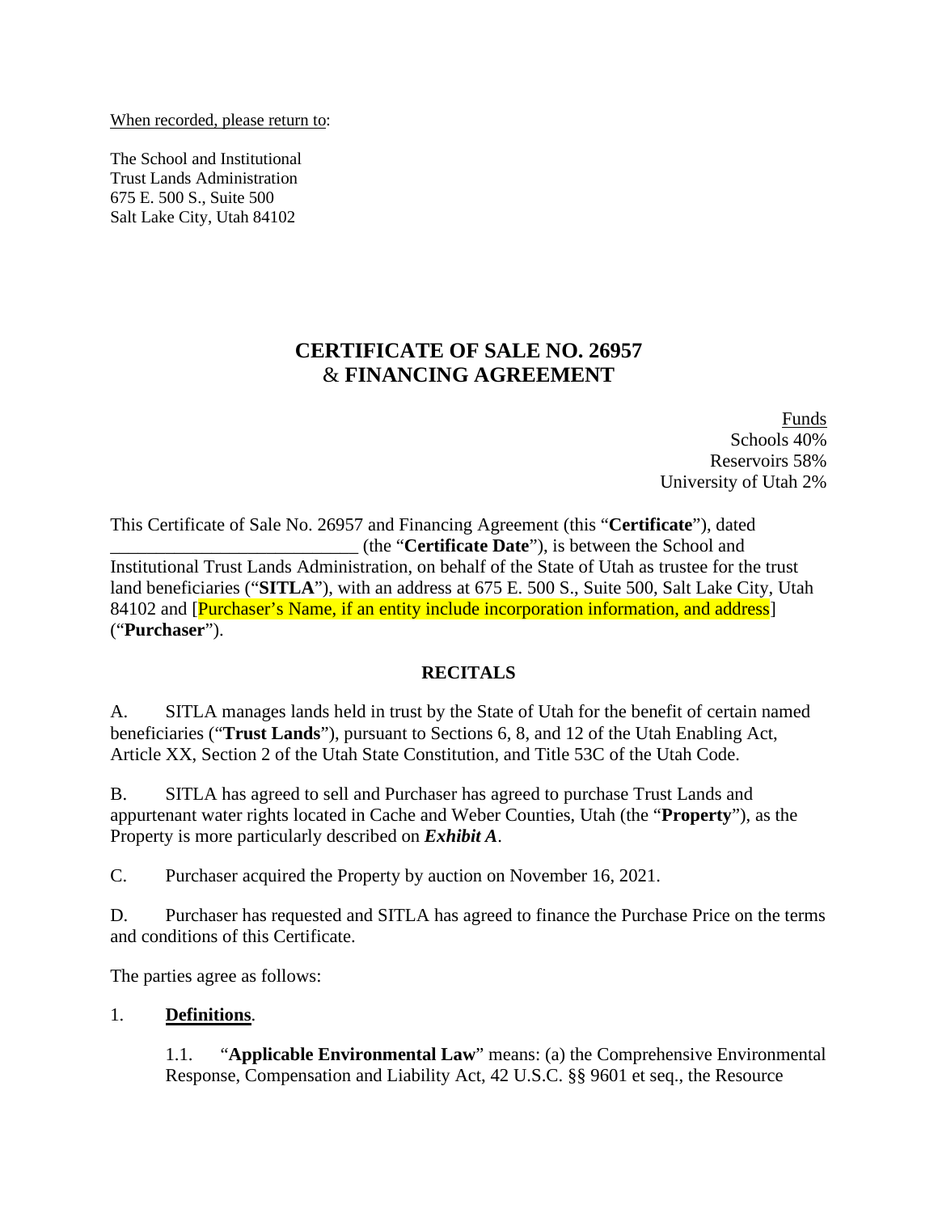When recorded, please return to:

The School and Institutional
Trust Lands Administration
675 E. 500 S., Suite 500
Salt Lake City, Utah 84102

# CERTIFICATE OF SALE NO. 26957 & FINANCING AGREEMENT

Funds
Schools 40%
Reservoirs 58%
University of Utah 2%

This Certificate of Sale No. 26957 and Financing Agreement (this "**Certificate**"), dated ___________________________ (the "**Certificate Date**"), is between the School and Institutional Trust Lands Administration, on behalf of the State of Utah as trustee for the trust land beneficiaries ("**SITLA**"), with an address at 675 E. 500 S., Suite 500, Salt Lake City, Utah 84102 and [Purchaser's Name, if an entity include incorporation information, and address] ("**Purchaser**").

## RECITALS

A. SITLA manages lands held in trust by the State of Utah for the benefit of certain named beneficiaries ("**Trust Lands**"), pursuant to Sections 6, 8, and 12 of the Utah Enabling Act, Article XX, Section 2 of the Utah State Constitution, and Title 53C of the Utah Code.

B. SITLA has agreed to sell and Purchaser has agreed to purchase Trust Lands and appurtenant water rights located in Cache and Weber Counties, Utah (the "**Property**"), as the Property is more particularly described on ***Exhibit A***.

C. Purchaser acquired the Property by auction on November 16, 2021.

D. Purchaser has requested and SITLA has agreed to finance the Purchase Price on the terms and conditions of this Certificate.

The parties agree as follows:

1. **Definitions**.

   1.1. "**Applicable Environmental Law**" means: (a) the Comprehensive Environmental Response, Compensation and Liability Act, 42 U.S.C. §§ 9601 et seq., the Resource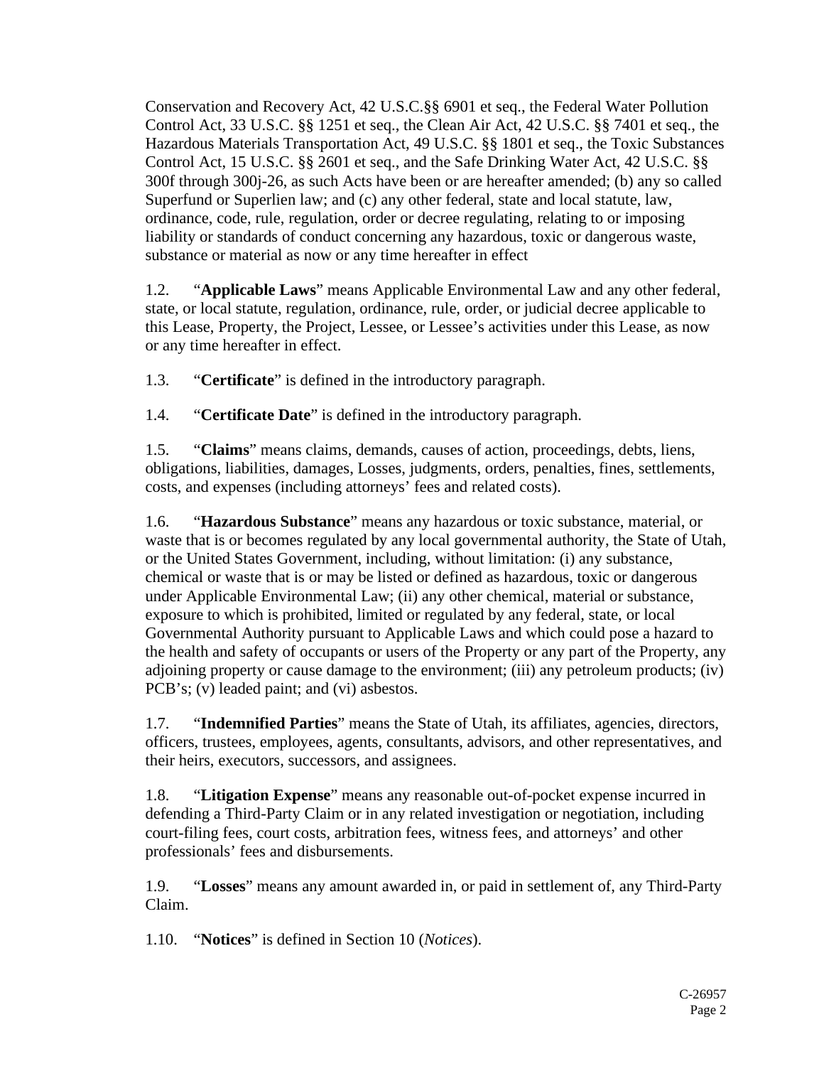Conservation and Recovery Act, 42 U.S.C.§§ 6901 et seq., the Federal Water Pollution Control Act, 33 U.S.C. §§ 1251 et seq., the Clean Air Act, 42 U.S.C. §§ 7401 et seq., the Hazardous Materials Transportation Act, 49 U.S.C. §§ 1801 et seq., the Toxic Substances Control Act, 15 U.S.C. §§ 2601 et seq., and the Safe Drinking Water Act, 42 U.S.C. §§ 300f through 300j-26, as such Acts have been or are hereafter amended; (b) any so called Superfund or Superlien law; and (c) any other federal, state and local statute, law, ordinance, code, rule, regulation, order or decree regulating, relating to or imposing liability or standards of conduct concerning any hazardous, toxic or dangerous waste, substance or material as now or any time hereafter in effect

1.2. "**Applicable Laws**" means Applicable Environmental Law and any other federal, state, or local statute, regulation, ordinance, rule, order, or judicial decree applicable to this Lease, Property, the Project, Lessee, or Lessee's activities under this Lease, as now or any time hereafter in effect.

1.3. "**Certificate**" is defined in the introductory paragraph.

1.4. "**Certificate Date**" is defined in the introductory paragraph.

1.5. "**Claims**" means claims, demands, causes of action, proceedings, debts, liens, obligations, liabilities, damages, Losses, judgments, orders, penalties, fines, settlements, costs, and expenses (including attorneys' fees and related costs).

1.6. "**Hazardous Substance**" means any hazardous or toxic substance, material, or waste that is or becomes regulated by any local governmental authority, the State of Utah, or the United States Government, including, without limitation: (i) any substance, chemical or waste that is or may be listed or defined as hazardous, toxic or dangerous under Applicable Environmental Law; (ii) any other chemical, material or substance, exposure to which is prohibited, limited or regulated by any federal, state, or local Governmental Authority pursuant to Applicable Laws and which could pose a hazard to the health and safety of occupants or users of the Property or any part of the Property, any adjoining property or cause damage to the environment; (iii) any petroleum products; (iv) PCB's; (v) leaded paint; and (vi) asbestos.

1.7. "**Indemnified Parties**" means the State of Utah, its affiliates, agencies, directors, officers, trustees, employees, agents, consultants, advisors, and other representatives, and their heirs, executors, successors, and assignees.

1.8. "**Litigation Expense**" means any reasonable out-of-pocket expense incurred in defending a Third-Party Claim or in any related investigation or negotiation, including court-filing fees, court costs, arbitration fees, witness fees, and attorneys' and other professionals' fees and disbursements.

1.9. "**Losses**" means any amount awarded in, or paid in settlement of, any Third-Party Claim.

1.10. "**Notices**" is defined in Section 10 (*Notices*).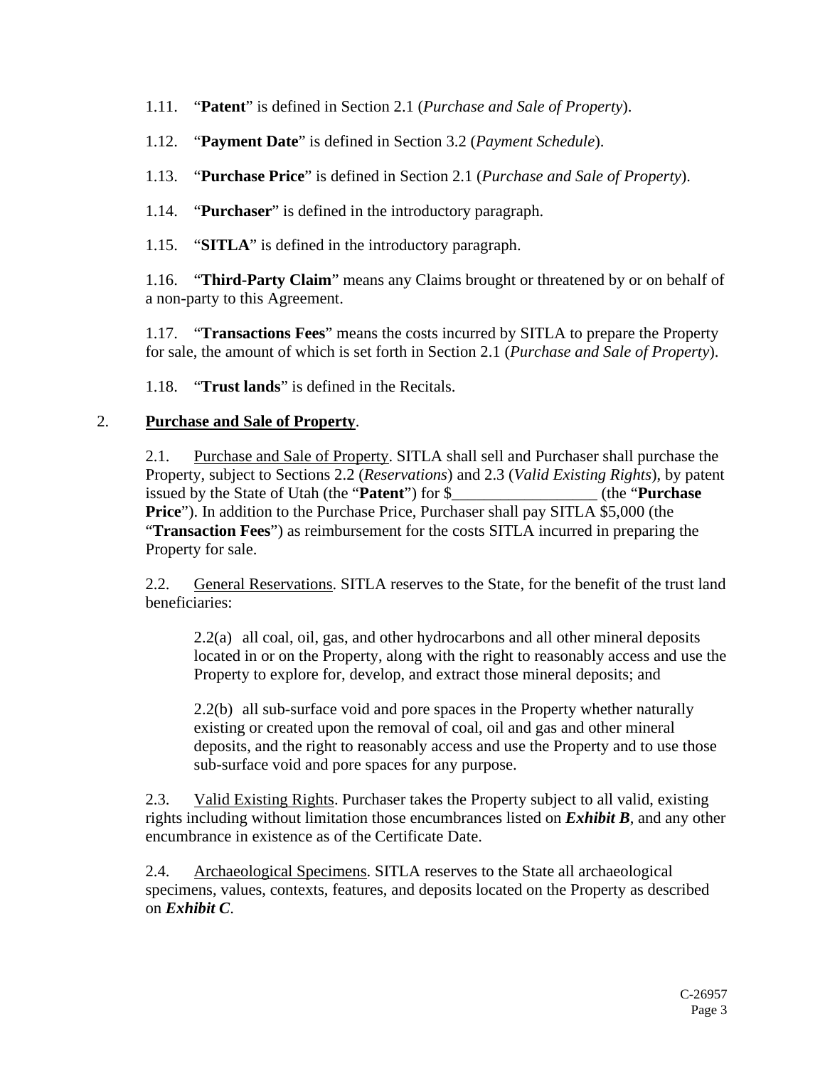1.11. “**Patent**” is defined in Section 2.1 (*Purchase and Sale of Property*).

1.12. “**Payment Date**” is defined in Section 3.2 (*Payment Schedule*).

1.13. “**Purchase Price**” is defined in Section 2.1 (*Purchase and Sale of Property*).

1.14. “**Purchaser**” is defined in the introductory paragraph.

1.15. “**SITLA**” is defined in the introductory paragraph.

1.16. “**Third-Party Claim**” means any Claims brought or threatened by or on behalf of a non-party to this Agreement.

1.17. “**Transactions Fees**” means the costs incurred by SITLA to prepare the Property for sale, the amount of which is set forth in Section 2.1 (*Purchase and Sale of Property*).

1.18. “**Trust lands**” is defined in the Recitals.

2. **<u>Purchase and Sale of Property</u>**.

2.1. <u>Purchase and Sale of Property</u>. SITLA shall sell and Purchaser shall purchase the Property, subject to Sections 2.2 (*Reservations*) and 2.3 (*Valid Existing Rights*), by patent issued by the State of Utah (the “**Patent**”) for $__________________ (the “**Purchase Price**”). In addition to the Purchase Price, Purchaser shall pay SITLA $5,000 (the “**Transaction Fees**”) as reimbursement for the costs SITLA incurred in preparing the Property for sale.

2.2. <u>General Reservations</u>. SITLA reserves to the State, for the benefit of the trust land beneficiaries:

> 2.2(a) all coal, oil, gas, and other hydrocarbons and all other mineral deposits located in or on the Property, along with the right to reasonably access and use the Property to explore for, develop, and extract those mineral deposits; and
>
> 2.2(b) all sub-surface void and pore spaces in the Property whether naturally existing or created upon the removal of coal, oil and gas and other mineral deposits, and the right to reasonably access and use the Property and to use those sub-surface void and pore spaces for any purpose.

2.3. <u>Valid Existing Rights</u>. Purchaser takes the Property subject to all valid, existing rights including without limitation those encumbrances listed on ***Exhibit B***, and any other encumbrance in existence as of the Certificate Date.

2.4. <u>Archaeological Specimens</u>. SITLA reserves to the State all archaeological specimens, values, contexts, features, and deposits located on the Property as described on ***Exhibit C***.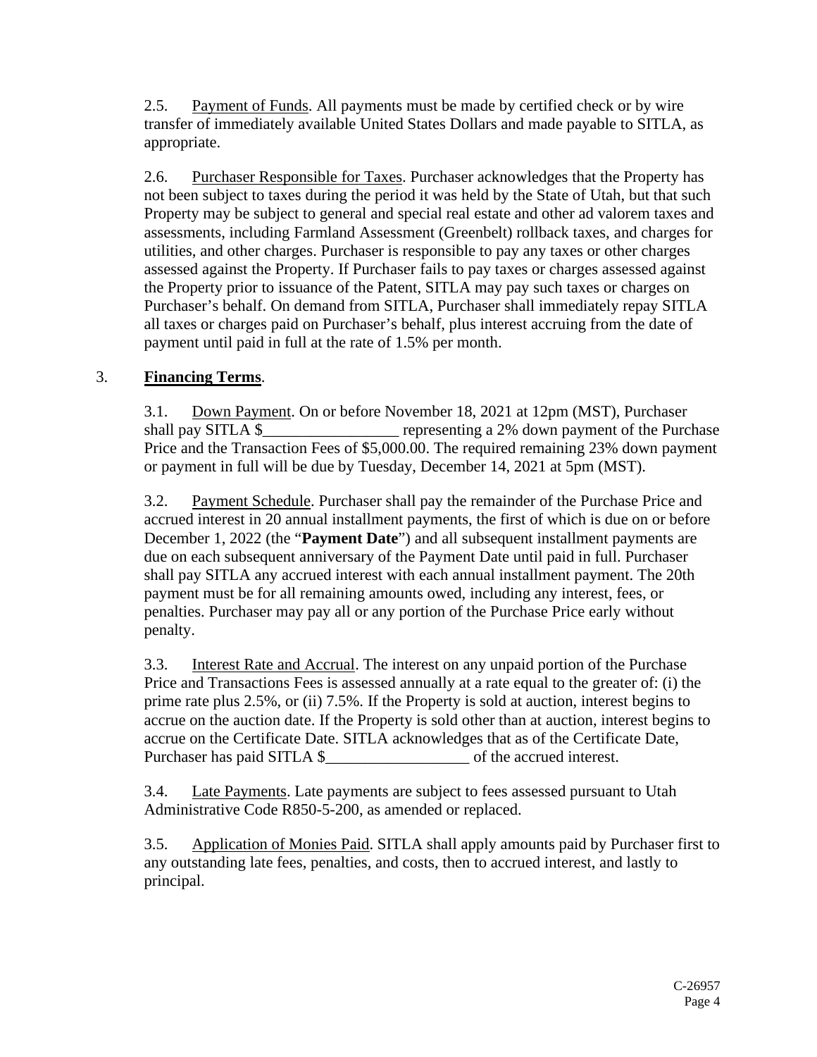2.5. Payment of Funds. All payments must be made by certified check or by wire transfer of immediately available United States Dollars and made payable to SITLA, as appropriate.

2.6. Purchaser Responsible for Taxes. Purchaser acknowledges that the Property has not been subject to taxes during the period it was held by the State of Utah, but that such Property may be subject to general and special real estate and other ad valorem taxes and assessments, including Farmland Assessment (Greenbelt) rollback taxes, and charges for utilities, and other charges. Purchaser is responsible to pay any taxes or other charges assessed against the Property. If Purchaser fails to pay taxes or charges assessed against the Property prior to issuance of the Patent, SITLA may pay such taxes or charges on Purchaser's behalf. On demand from SITLA, Purchaser shall immediately repay SITLA all taxes or charges paid on Purchaser's behalf, plus interest accruing from the date of payment until paid in full at the rate of 1.5% per month.

3. **Financing Terms**.

3.1. Down Payment. On or before November 18, 2021 at 12pm (MST), Purchaser shall pay SITLA $_________________ representing a 2% down payment of the Purchase Price and the Transaction Fees of $5,000.00. The required remaining 23% down payment or payment in full will be due by Tuesday, December 14, 2021 at 5pm (MST).

3.2. Payment Schedule. Purchaser shall pay the remainder of the Purchase Price and accrued interest in 20 annual installment payments, the first of which is due on or before December 1, 2022 (the "**Payment Date**") and all subsequent installment payments are due on each subsequent anniversary of the Payment Date until paid in full. Purchaser shall pay SITLA any accrued interest with each annual installment payment. The 20th payment must be for all remaining amounts owed, including any interest, fees, or penalties. Purchaser may pay all or any portion of the Purchase Price early without penalty.

3.3. Interest Rate and Accrual. The interest on any unpaid portion of the Purchase Price and Transactions Fees is assessed annually at a rate equal to the greater of: (i) the prime rate plus 2.5%, or (ii) 7.5%. If the Property is sold at auction, interest begins to accrue on the auction date. If the Property is sold other than at auction, interest begins to accrue on the Certificate Date. SITLA acknowledges that as of the Certificate Date, Purchaser has paid SITLA $__________________ of the accrued interest.

3.4. Late Payments. Late payments are subject to fees assessed pursuant to Utah Administrative Code R850-5-200, as amended or replaced.

3.5. Application of Monies Paid. SITLA shall apply amounts paid by Purchaser first to any outstanding late fees, penalties, and costs, then to accrued interest, and lastly to principal.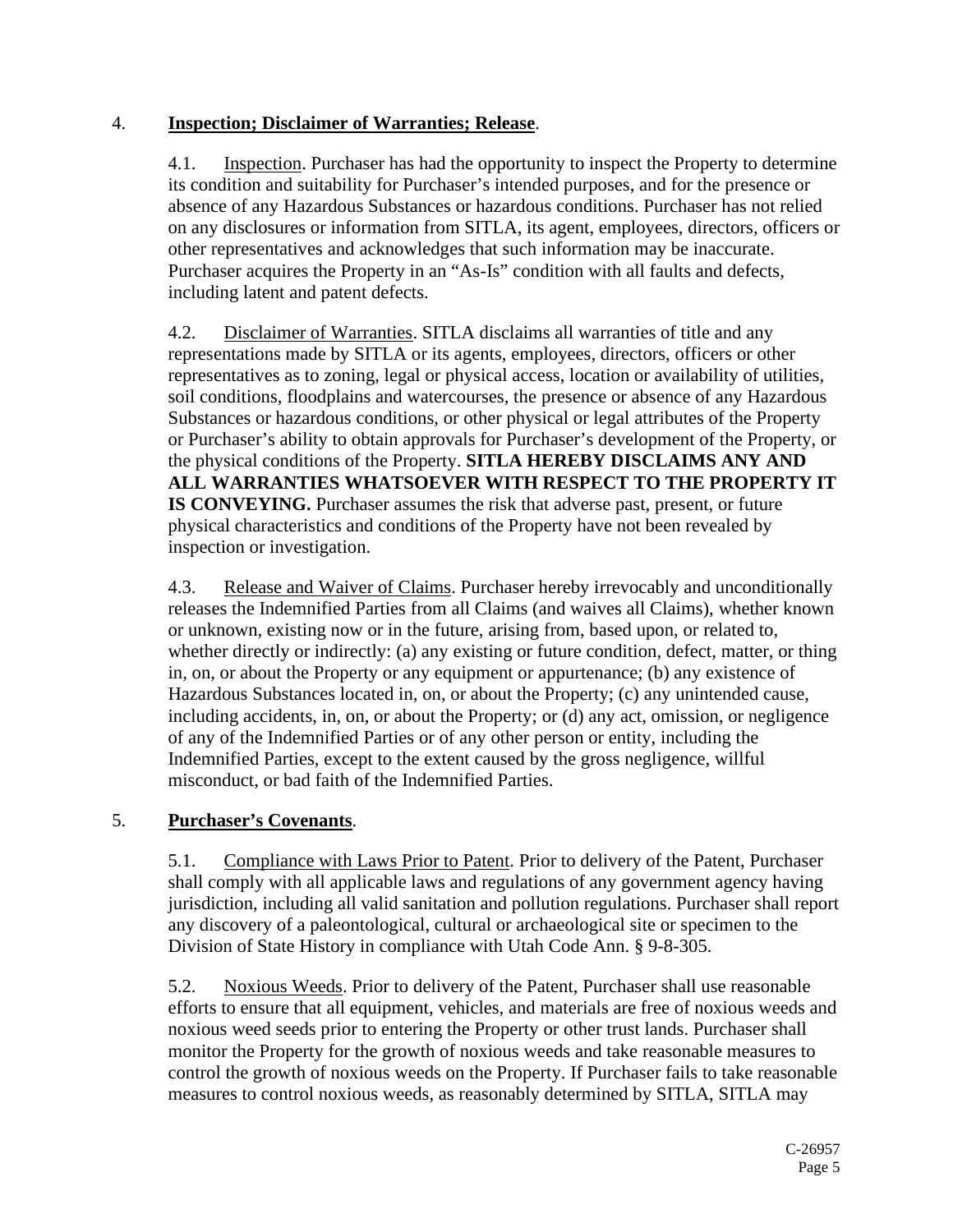4. **Inspection; Disclaimer of Warranties; Release**.

4.1. Inspection. Purchaser has had the opportunity to inspect the Property to determine its condition and suitability for Purchaser's intended purposes, and for the presence or absence of any Hazardous Substances or hazardous conditions. Purchaser has not relied on any disclosures or information from SITLA, its agent, employees, directors, officers or other representatives and acknowledges that such information may be inaccurate. Purchaser acquires the Property in an "As-Is" condition with all faults and defects, including latent and patent defects.

4.2. Disclaimer of Warranties. SITLA disclaims all warranties of title and any representations made by SITLA or its agents, employees, directors, officers or other representatives as to zoning, legal or physical access, location or availability of utilities, soil conditions, floodplains and watercourses, the presence or absence of any Hazardous Substances or hazardous conditions, or other physical or legal attributes of the Property or Purchaser's ability to obtain approvals for Purchaser's development of the Property, or the physical conditions of the Property. **SITLA HEREBY DISCLAIMS ANY AND ALL WARRANTIES WHATSOEVER WITH RESPECT TO THE PROPERTY IT IS CONVEYING.** Purchaser assumes the risk that adverse past, present, or future physical characteristics and conditions of the Property have not been revealed by inspection or investigation.

4.3. Release and Waiver of Claims. Purchaser hereby irrevocably and unconditionally releases the Indemnified Parties from all Claims (and waives all Claims), whether known or unknown, existing now or in the future, arising from, based upon, or related to, whether directly or indirectly: (a) any existing or future condition, defect, matter, or thing in, on, or about the Property or any equipment or appurtenance; (b) any existence of Hazardous Substances located in, on, or about the Property; (c) any unintended cause, including accidents, in, on, or about the Property; or (d) any act, omission, or negligence of any of the Indemnified Parties or of any other person or entity, including the Indemnified Parties, except to the extent caused by the gross negligence, willful misconduct, or bad faith of the Indemnified Parties.

5. **Purchaser's Covenants**.

5.1. Compliance with Laws Prior to Patent. Prior to delivery of the Patent, Purchaser shall comply with all applicable laws and regulations of any government agency having jurisdiction, including all valid sanitation and pollution regulations. Purchaser shall report any discovery of a paleontological, cultural or archaeological site or specimen to the Division of State History in compliance with Utah Code Ann. § 9-8-305.

5.2. Noxious Weeds. Prior to delivery of the Patent, Purchaser shall use reasonable efforts to ensure that all equipment, vehicles, and materials are free of noxious weeds and noxious weed seeds prior to entering the Property or other trust lands. Purchaser shall monitor the Property for the growth of noxious weeds and take reasonable measures to control the growth of noxious weeds on the Property. If Purchaser fails to take reasonable measures to control noxious weeds, as reasonably determined by SITLA, SITLA may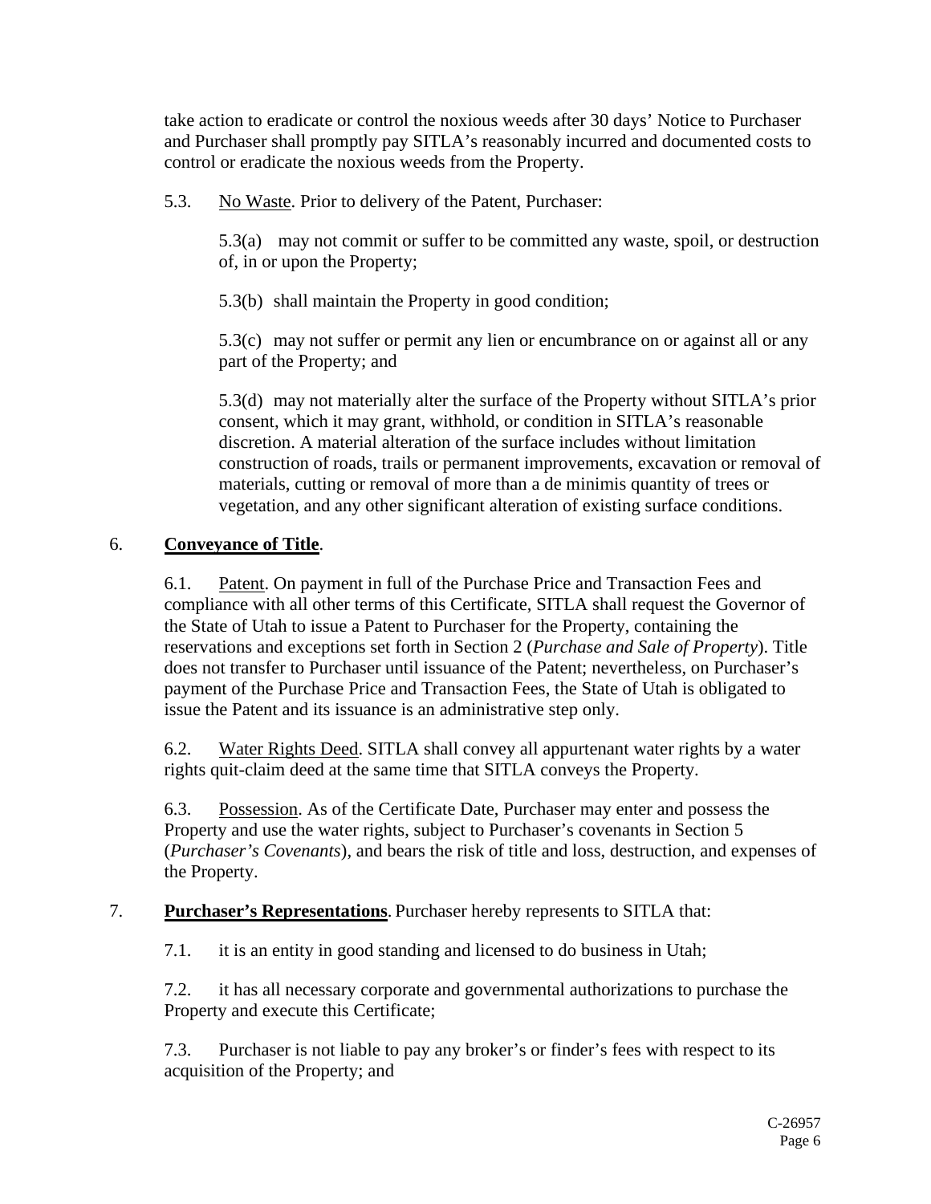take action to eradicate or control the noxious weeds after 30 days' Notice to Purchaser and Purchaser shall promptly pay SITLA's reasonably incurred and documented costs to control or eradicate the noxious weeds from the Property.

5.3. No Waste. Prior to delivery of the Patent, Purchaser:

5.3(a) may not commit or suffer to be committed any waste, spoil, or destruction of, in or upon the Property;

5.3(b) shall maintain the Property in good condition;

5.3(c) may not suffer or permit any lien or encumbrance on or against all or any part of the Property; and

5.3(d) may not materially alter the surface of the Property without SITLA's prior consent, which it may grant, withhold, or condition in SITLA's reasonable discretion. A material alteration of the surface includes without limitation construction of roads, trails or permanent improvements, excavation or removal of materials, cutting or removal of more than a de minimis quantity of trees or vegetation, and any other significant alteration of existing surface conditions.

6. **Conveyance of Title**.

6.1. Patent. On payment in full of the Purchase Price and Transaction Fees and compliance with all other terms of this Certificate, SITLA shall request the Governor of the State of Utah to issue a Patent to Purchaser for the Property, containing the reservations and exceptions set forth in Section 2 (*Purchase and Sale of Property*). Title does not transfer to Purchaser until issuance of the Patent; nevertheless, on Purchaser's payment of the Purchase Price and Transaction Fees, the State of Utah is obligated to issue the Patent and its issuance is an administrative step only.

6.2. Water Rights Deed. SITLA shall convey all appurtenant water rights by a water rights quit-claim deed at the same time that SITLA conveys the Property.

6.3. Possession. As of the Certificate Date, Purchaser may enter and possess the Property and use the water rights, subject to Purchaser's covenants in Section 5 (*Purchaser's Covenants*), and bears the risk of title and loss, destruction, and expenses of the Property.

7. **Purchaser's Representations**. Purchaser hereby represents to SITLA that:

7.1. it is an entity in good standing and licensed to do business in Utah;

7.2. it has all necessary corporate and governmental authorizations to purchase the Property and execute this Certificate;

7.3. Purchaser is not liable to pay any broker's or finder's fees with respect to its acquisition of the Property; and

C-26957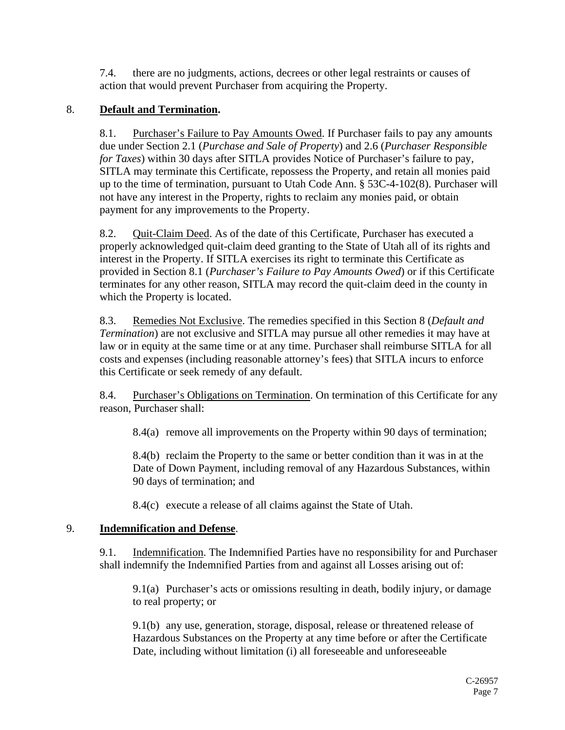7.4. there are no judgments, actions, decrees or other legal restraints or causes of action that would prevent Purchaser from acquiring the Property.

8. **Default and Termination.**

8.1. Purchaser's Failure to Pay Amounts Owed. If Purchaser fails to pay any amounts due under Section 2.1 (*Purchase and Sale of Property*) and 2.6 (*Purchaser Responsible for Taxes*) within 30 days after SITLA provides Notice of Purchaser's failure to pay, SITLA may terminate this Certificate, repossess the Property, and retain all monies paid up to the time of termination, pursuant to Utah Code Ann. § 53C-4-102(8). Purchaser will not have any interest in the Property, rights to reclaim any monies paid, or obtain payment for any improvements to the Property.

8.2. Quit-Claim Deed. As of the date of this Certificate, Purchaser has executed a properly acknowledged quit-claim deed granting to the State of Utah all of its rights and interest in the Property. If SITLA exercises its right to terminate this Certificate as provided in Section 8.1 (*Purchaser's Failure to Pay Amounts Owed*) or if this Certificate terminates for any other reason, SITLA may record the quit-claim deed in the county in which the Property is located.

8.3. Remedies Not Exclusive. The remedies specified in this Section 8 (*Default and Termination*) are not exclusive and SITLA may pursue all other remedies it may have at law or in equity at the same time or at any time. Purchaser shall reimburse SITLA for all costs and expenses (including reasonable attorney's fees) that SITLA incurs to enforce this Certificate or seek remedy of any default.

8.4. Purchaser's Obligations on Termination. On termination of this Certificate for any reason, Purchaser shall:

8.4(a) remove all improvements on the Property within 90 days of termination;

8.4(b) reclaim the Property to the same or better condition than it was in at the Date of Down Payment, including removal of any Hazardous Substances, within 90 days of termination; and

8.4(c) execute a release of all claims against the State of Utah.

9. **Indemnification and Defense**.

9.1. Indemnification. The Indemnified Parties have no responsibility for and Purchaser shall indemnify the Indemnified Parties from and against all Losses arising out of:

9.1(a) Purchaser's acts or omissions resulting in death, bodily injury, or damage to real property; or

9.1(b) any use, generation, storage, disposal, release or threatened release of Hazardous Substances on the Property at any time before or after the Certificate Date, including without limitation (i) all foreseeable and unforeseeable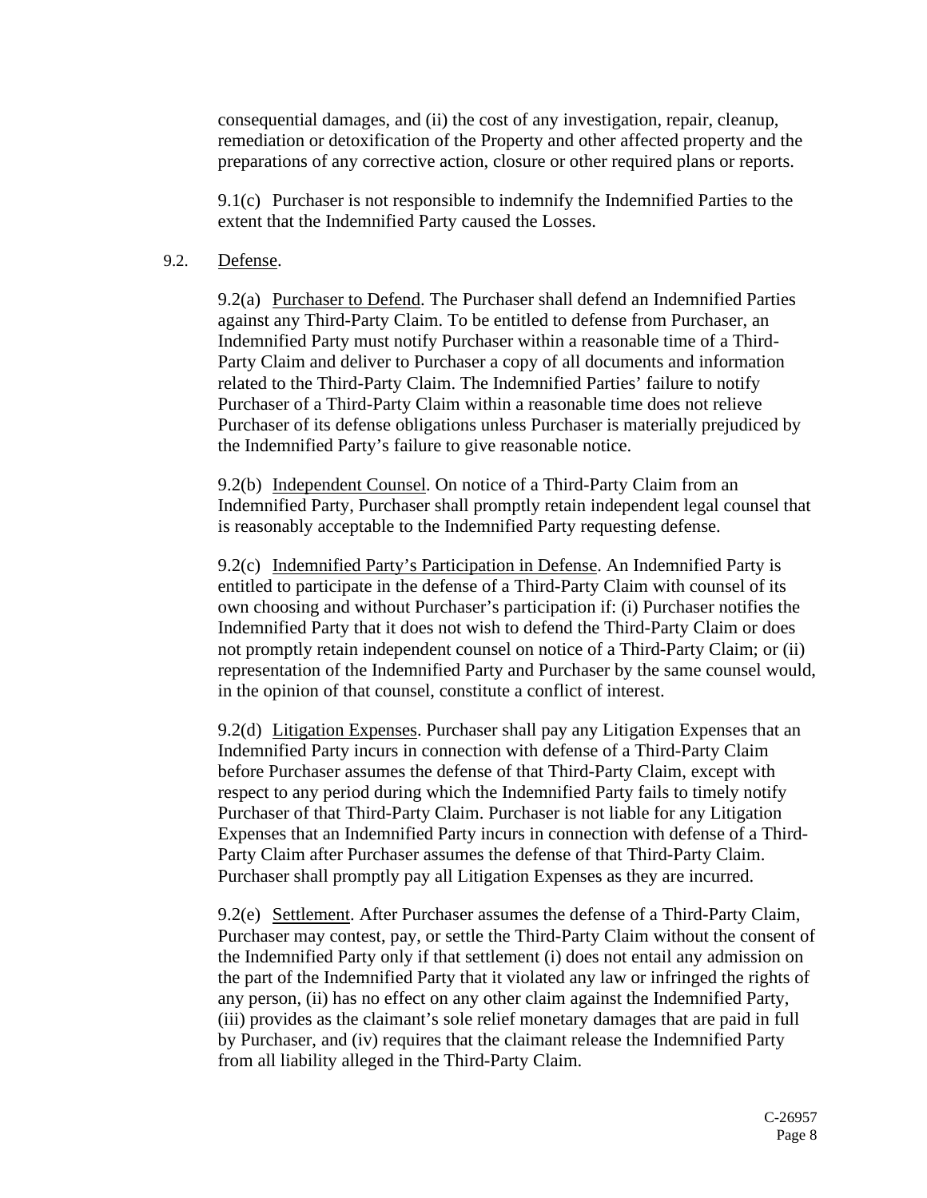consequential damages, and (ii) the cost of any investigation, repair, cleanup, remediation or detoxification of the Property and other affected property and the preparations of any corrective action, closure or other required plans or reports.

9.1(c) Purchaser is not responsible to indemnify the Indemnified Parties to the extent that the Indemnified Party caused the Losses.

9.2. Defense.

9.2(a) Purchaser to Defend. The Purchaser shall defend an Indemnified Parties against any Third-Party Claim. To be entitled to defense from Purchaser, an Indemnified Party must notify Purchaser within a reasonable time of a Third-Party Claim and deliver to Purchaser a copy of all documents and information related to the Third-Party Claim. The Indemnified Parties' failure to notify Purchaser of a Third-Party Claim within a reasonable time does not relieve Purchaser of its defense obligations unless Purchaser is materially prejudiced by the Indemnified Party's failure to give reasonable notice.

9.2(b) Independent Counsel. On notice of a Third-Party Claim from an Indemnified Party, Purchaser shall promptly retain independent legal counsel that is reasonably acceptable to the Indemnified Party requesting defense.

9.2(c) Indemnified Party's Participation in Defense. An Indemnified Party is entitled to participate in the defense of a Third-Party Claim with counsel of its own choosing and without Purchaser's participation if: (i) Purchaser notifies the Indemnified Party that it does not wish to defend the Third-Party Claim or does not promptly retain independent counsel on notice of a Third-Party Claim; or (ii) representation of the Indemnified Party and Purchaser by the same counsel would, in the opinion of that counsel, constitute a conflict of interest.

9.2(d) Litigation Expenses. Purchaser shall pay any Litigation Expenses that an Indemnified Party incurs in connection with defense of a Third-Party Claim before Purchaser assumes the defense of that Third-Party Claim, except with respect to any period during which the Indemnified Party fails to timely notify Purchaser of that Third-Party Claim. Purchaser is not liable for any Litigation Expenses that an Indemnified Party incurs in connection with defense of a Third-Party Claim after Purchaser assumes the defense of that Third-Party Claim. Purchaser shall promptly pay all Litigation Expenses as they are incurred.

9.2(e) Settlement. After Purchaser assumes the defense of a Third-Party Claim, Purchaser may contest, pay, or settle the Third-Party Claim without the consent of the Indemnified Party only if that settlement (i) does not entail any admission on the part of the Indemnified Party that it violated any law or infringed the rights of any person, (ii) has no effect on any other claim against the Indemnified Party, (iii) provides as the claimant's sole relief monetary damages that are paid in full by Purchaser, and (iv) requires that the claimant release the Indemnified Party from all liability alleged in the Third-Party Claim.

C-26957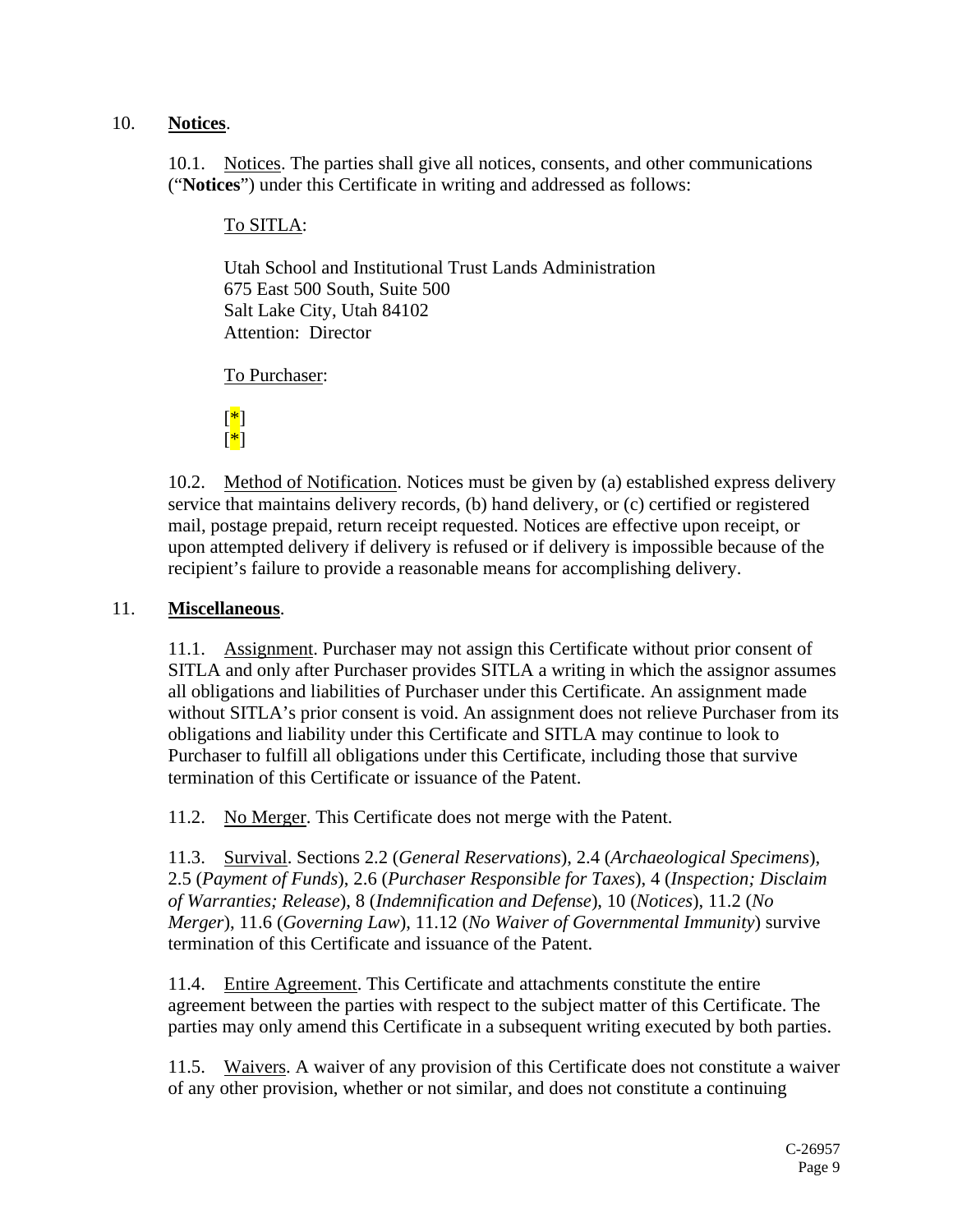10. **Notices**.

10.1. Notices. The parties shall give all notices, consents, and other communications ("**Notices**") under this Certificate in writing and addressed as follows:

To SITLA:

Utah School and Institutional Trust Lands Administration
675 East 500 South, Suite 500
Salt Lake City, Utah 84102
Attention: Director

To Purchaser:

[*]
[*]

10.2. Method of Notification. Notices must be given by (a) established express delivery service that maintains delivery records, (b) hand delivery, or (c) certified or registered mail, postage prepaid, return receipt requested. Notices are effective upon receipt, or upon attempted delivery if delivery is refused or if delivery is impossible because of the recipient's failure to provide a reasonable means for accomplishing delivery.

11. **Miscellaneous**.

11.1. Assignment. Purchaser may not assign this Certificate without prior consent of SITLA and only after Purchaser provides SITLA a writing in which the assignor assumes all obligations and liabilities of Purchaser under this Certificate. An assignment made without SITLA's prior consent is void. An assignment does not relieve Purchaser from its obligations and liability under this Certificate and SITLA may continue to look to Purchaser to fulfill all obligations under this Certificate, including those that survive termination of this Certificate or issuance of the Patent.

11.2. No Merger. This Certificate does not merge with the Patent.

11.3. Survival. Sections 2.2 (*General Reservations*), 2.4 (*Archaeological Specimens*), 2.5 (*Payment of Funds*), 2.6 (*Purchaser Responsible for Taxes*), 4 (*Inspection; Disclaim of Warranties; Release*), 8 (*Indemnification and Defense*), 10 (*Notices*), 11.2 (*No Merger*), 11.6 (*Governing Law*), 11.12 (*No Waiver of Governmental Immunity*) survive termination of this Certificate and issuance of the Patent.

11.4. Entire Agreement. This Certificate and attachments constitute the entire agreement between the parties with respect to the subject matter of this Certificate. The parties may only amend this Certificate in a subsequent writing executed by both parties.

11.5. Waivers. A waiver of any provision of this Certificate does not constitute a waiver of any other provision, whether or not similar, and does not constitute a continuing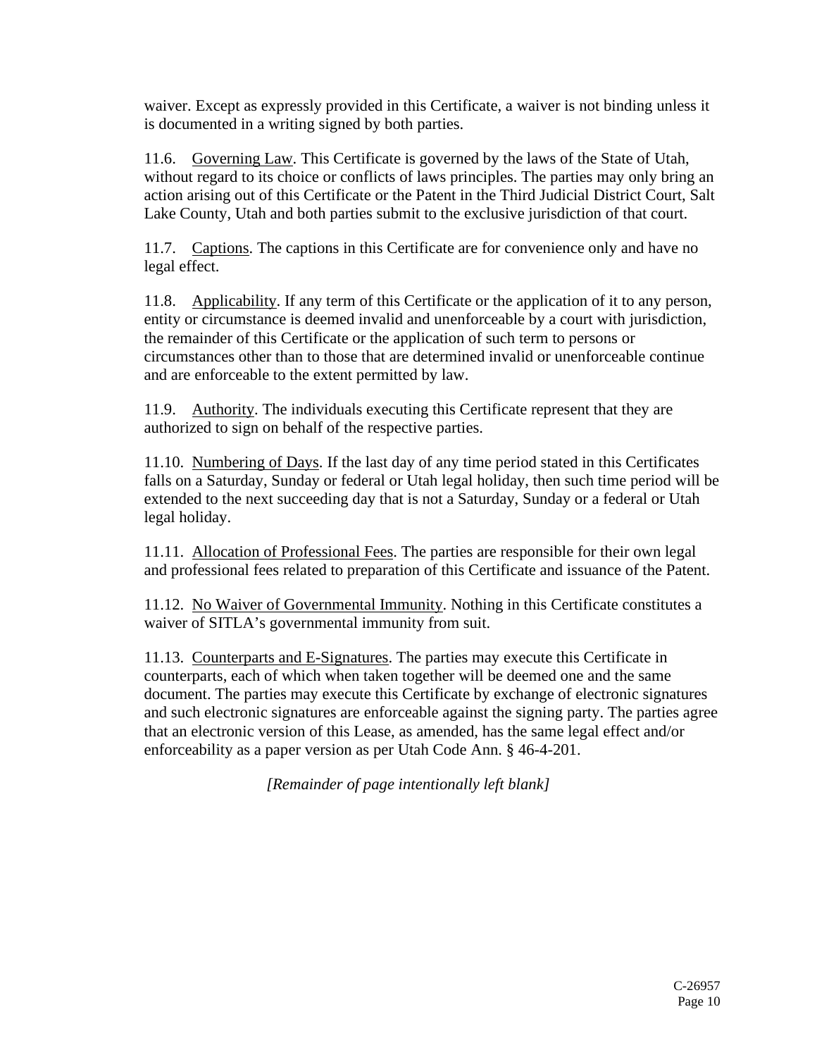waiver. Except as expressly provided in this Certificate, a waiver is not binding unless it is documented in a writing signed by both parties.

11.6. Governing Law. This Certificate is governed by the laws of the State of Utah, without regard to its choice or conflicts of laws principles. The parties may only bring an action arising out of this Certificate or the Patent in the Third Judicial District Court, Salt Lake County, Utah and both parties submit to the exclusive jurisdiction of that court.

11.7. Captions. The captions in this Certificate are for convenience only and have no legal effect.

11.8. Applicability. If any term of this Certificate or the application of it to any person, entity or circumstance is deemed invalid and unenforceable by a court with jurisdiction, the remainder of this Certificate or the application of such term to persons or circumstances other than to those that are determined invalid or unenforceable continue and are enforceable to the extent permitted by law.

11.9. Authority. The individuals executing this Certificate represent that they are authorized to sign on behalf of the respective parties.

11.10. Numbering of Days. If the last day of any time period stated in this Certificates falls on a Saturday, Sunday or federal or Utah legal holiday, then such time period will be extended to the next succeeding day that is not a Saturday, Sunday or a federal or Utah legal holiday.

11.11. Allocation of Professional Fees. The parties are responsible for their own legal and professional fees related to preparation of this Certificate and issuance of the Patent.

11.12. No Waiver of Governmental Immunity. Nothing in this Certificate constitutes a waiver of SITLA's governmental immunity from suit.

11.13. Counterparts and E-Signatures. The parties may execute this Certificate in counterparts, each of which when taken together will be deemed one and the same document. The parties may execute this Certificate by exchange of electronic signatures and such electronic signatures are enforceable against the signing party. The parties agree that an electronic version of this Lease, as amended, has the same legal effect and/or enforceability as a paper version as per Utah Code Ann. § 46-4-201.

*[Remainder of page intentionally left blank]*

C-26957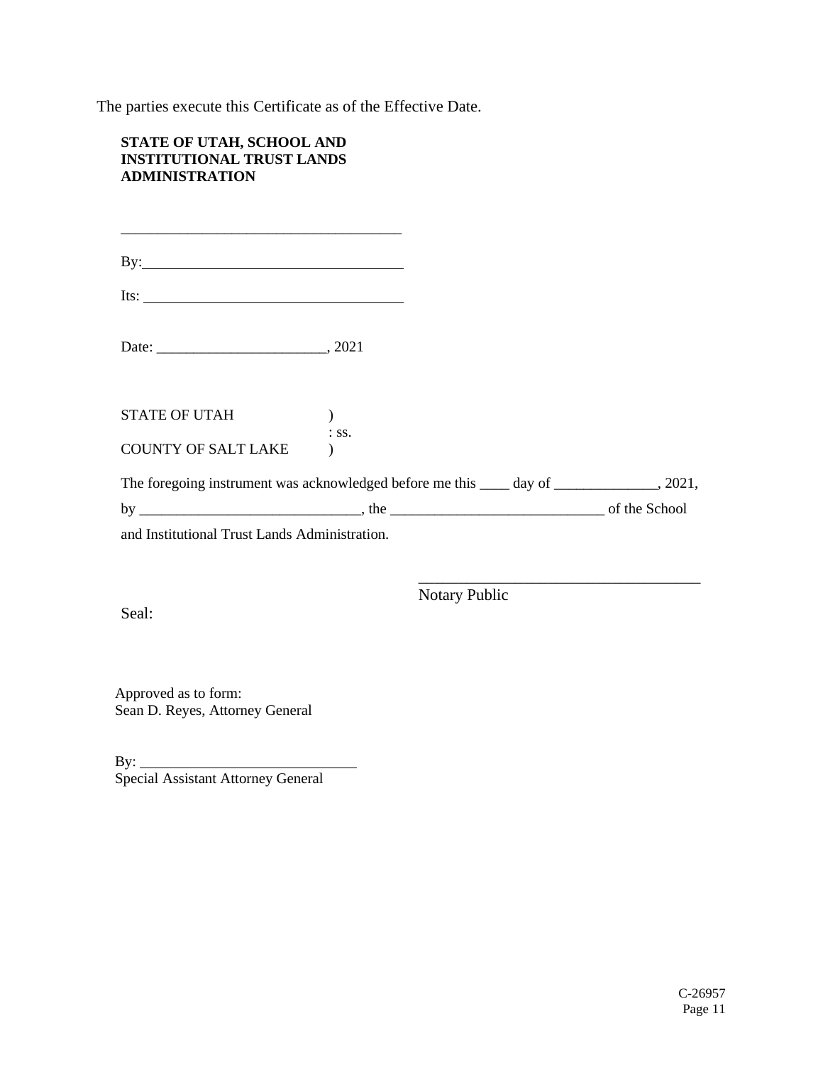The parties execute this Certificate as of the Effective Date.

**STATE OF UTAH, SCHOOL AND INSTITUTIONAL TRUST LANDS ADMINISTRATION**

______________________________________

By:___________________________________

Its: ___________________________________

Date: _______________________, 2021

STATE OF UTAH )
: ss.
COUNTY OF SALT LAKE )

The foregoing instrument was acknowledged before me this ____ day of ______________, 2021, by ______________________________, the _____________________________ of the School and Institutional Trust Lands Administration.

_____________________________________
Notary Public

Seal:

Approved as to form:
Sean D. Reyes, Attorney General

By: ______________________________
Special Assistant Attorney General

C-26957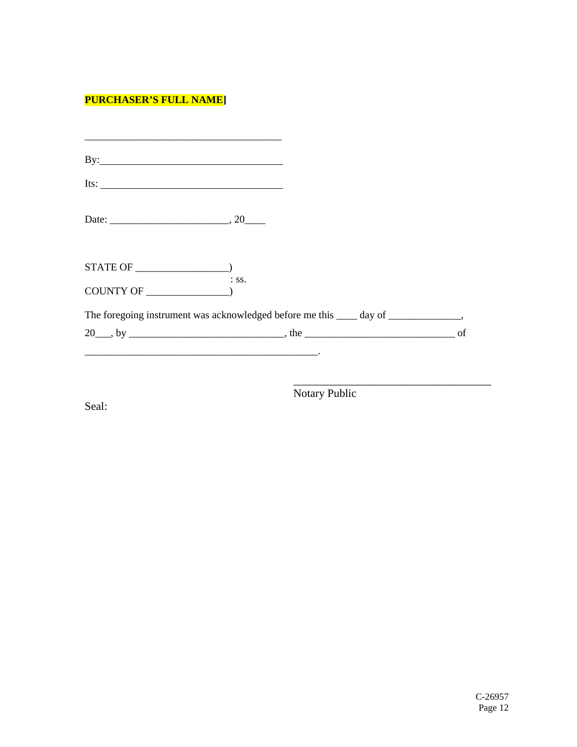**PURCHASER'S FULL NAME]**

\_\_\_\_\_\_\_\_\_\_\_\_\_\_\_\_\_\_\_\_\_\_\_\_\_\_\_\_\_\_\_\_\_\_\_\_\_\_

By:\_\_\_\_\_\_\_\_\_\_\_\_\_\_\_\_\_\_\_\_\_\_\_\_\_\_\_\_\_\_\_\_\_\_\_

Its: \_\_\_\_\_\_\_\_\_\_\_\_\_\_\_\_\_\_\_\_\_\_\_\_\_\_\_\_\_\_\_\_\_\_\_

Date: \_\_\_\_\_\_\_\_\_\_\_\_\_\_\_\_\_\_\_\_\_\_\_, 20\_\_\_\_

STATE OF \_\_\_\_\_\_\_\_\_\_\_\_\_\_\_\_\_\_)
: ss.
COUNTY OF \_\_\_\_\_\_\_\_\_\_\_\_\_\_\_\_)

The foregoing instrument was acknowledged before me this \_\_\_\_ day of \_\_\_\_\_\_\_\_\_\_\_\_\_\_, 20\_\_\_, by \_\_\_\_\_\_\_\_\_\_\_\_\_\_\_\_\_\_\_\_\_\_\_\_\_\_\_\_\_\_, the \_\_\_\_\_\_\_\_\_\_\_\_\_\_\_\_\_\_\_\_\_\_\_\_\_\_\_\_\_\_ of \_\_\_\_\_\_\_\_\_\_\_\_\_\_\_\_\_\_\_\_\_\_\_\_\_\_\_\_\_\_\_\_\_\_\_\_\_\_\_\_\_\_\_\_\_\_\_.

\_\_\_\_\_\_\_\_\_\_\_\_\_\_\_\_\_\_\_\_\_\_\_\_\_\_\_\_\_\_\_\_\_\_\_\_\_\_
Notary Public

Seal:

C-26957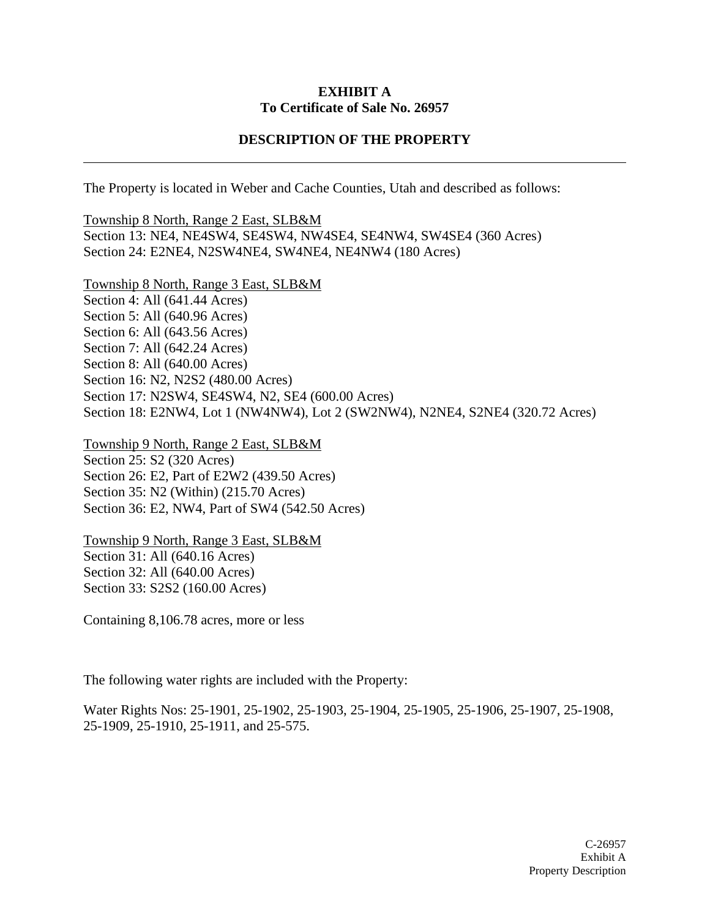**EXHIBIT A**
**To Certificate of Sale No. 26957**

**DESCRIPTION OF THE PROPERTY**

---

The Property is located in Weber and Cache Counties, Utah and described as follows:

Township 8 North, Range 2 East, SLB&M
Section 13: NE4, NE4SW4, SE4SW4, NW4SE4, SE4NW4, SW4SE4 (360 Acres)
Section 24: E2NE4, N2SW4NE4, SW4NE4, NE4NW4 (180 Acres)

Township 8 North, Range 3 East, SLB&M
Section 4: All (641.44 Acres)
Section 5: All (640.96 Acres)
Section 6: All (643.56 Acres)
Section 7: All (642.24 Acres)
Section 8: All (640.00 Acres)
Section 16: N2, N2S2 (480.00 Acres)
Section 17: N2SW4, SE4SW4, N2, SE4 (600.00 Acres)
Section 18: E2NW4, Lot 1 (NW4NW4), Lot 2 (SW2NW4), N2NE4, S2NE4 (320.72 Acres)

Township 9 North, Range 2 East, SLB&M
Section 25: S2 (320 Acres)
Section 26: E2, Part of E2W2 (439.50 Acres)
Section 35: N2 (Within) (215.70 Acres)
Section 36: E2, NW4, Part of SW4 (542.50 Acres)

Township 9 North, Range 3 East, SLB&M
Section 31: All (640.16 Acres)
Section 32: All (640.00 Acres)
Section 33: S2S2 (160.00 Acres)

Containing 8,106.78 acres, more or less

The following water rights are included with the Property:

Water Rights Nos: 25-1901, 25-1902, 25-1903, 25-1904, 25-1905, 25-1906, 25-1907, 25-1908, 25-1909, 25-1910, 25-1911, and 25-575.

C-26957
Exhibit A
Property Description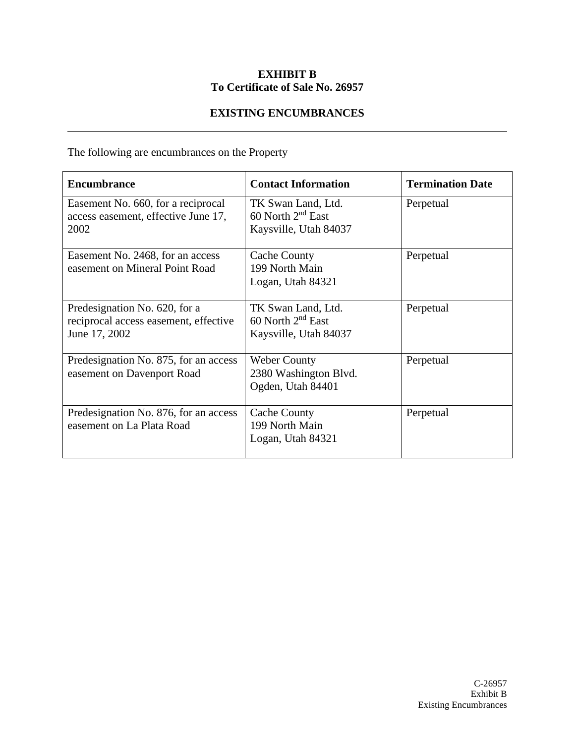**EXHIBIT B**
**To Certificate of Sale No. 26957**

**EXISTING ENCUMBRANCES**

---

The following are encumbrances on the Property

| Encumbrance | Contact Information | Termination Date |
|---|---|---|
| Easement No. 660, for a reciprocal access easement, effective June 17, 2002 | TK Swan Land, Ltd.<br>60 North 2nd East<br>Kaysville, Utah 84037 | Perpetual |
| Easement No. 2468, for an access easement on Mineral Point Road | Cache County<br>199 North Main<br>Logan, Utah 84321 | Perpetual |
| Predesignation No. 620, for a reciprocal access easement, effective June 17, 2002 | TK Swan Land, Ltd.<br>60 North 2nd East<br>Kaysville, Utah 84037 | Perpetual |
| Predesignation No. 875, for an access easement on Davenport Road | Weber County<br>2380 Washington Blvd.<br>Ogden, Utah 84401 | Perpetual |
| Predesignation No. 876, for an access easement on La Plata Road | Cache County<br>199 North Main<br>Logan, Utah 84321 | Perpetual |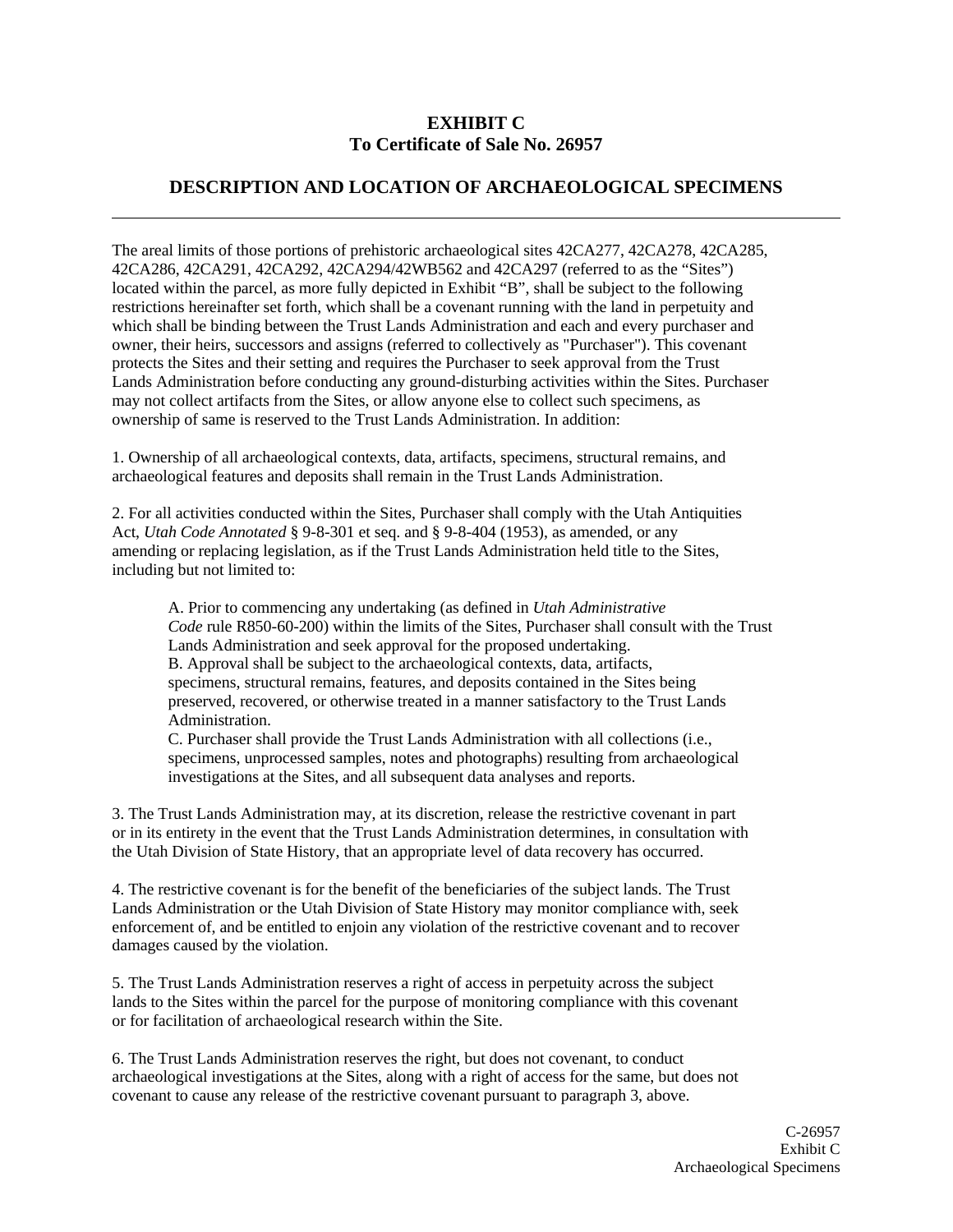# EXHIBIT C
# To Certificate of Sale No. 26957

## DESCRIPTION AND LOCATION OF ARCHAEOLOGICAL SPECIMENS

---

The areal limits of those portions of prehistoric archaeological sites 42CA277, 42CA278, 42CA285, 42CA286, 42CA291, 42CA292, 42CA294/42WB562 and 42CA297 (referred to as the "Sites") located within the parcel, as more fully depicted in Exhibit "B", shall be subject to the following restrictions hereinafter set forth, which shall be a covenant running with the land in perpetuity and which shall be binding between the Trust Lands Administration and each and every purchaser and owner, their heirs, successors and assigns (referred to collectively as "Purchaser"). This covenant protects the Sites and their setting and requires the Purchaser to seek approval from the Trust Lands Administration before conducting any ground-disturbing activities within the Sites. Purchaser may not collect artifacts from the Sites, or allow anyone else to collect such specimens, as ownership of same is reserved to the Trust Lands Administration. In addition:

1. Ownership of all archaeological contexts, data, artifacts, specimens, structural remains, and archaeological features and deposits shall remain in the Trust Lands Administration.

2. For all activities conducted within the Sites, Purchaser shall comply with the Utah Antiquities Act, *Utah Code Annotated* § 9-8-301 et seq. and § 9-8-404 (1953), as amended, or any amending or replacing legislation, as if the Trust Lands Administration held title to the Sites, including but not limited to:

   A. Prior to commencing any undertaking (as defined in *Utah Administrative Code* rule R850-60-200) within the limits of the Sites, Purchaser shall consult with the Trust Lands Administration and seek approval for the proposed undertaking.
   B. Approval shall be subject to the archaeological contexts, data, artifacts, specimens, structural remains, features, and deposits contained in the Sites being preserved, recovered, or otherwise treated in a manner satisfactory to the Trust Lands Administration.
   C. Purchaser shall provide the Trust Lands Administration with all collections (i.e., specimens, unprocessed samples, notes and photographs) resulting from archaeological investigations at the Sites, and all subsequent data analyses and reports.

3. The Trust Lands Administration may, at its discretion, release the restrictive covenant in part or in its entirety in the event that the Trust Lands Administration determines, in consultation with the Utah Division of State History, that an appropriate level of data recovery has occurred.

4. The restrictive covenant is for the benefit of the beneficiaries of the subject lands. The Trust Lands Administration or the Utah Division of State History may monitor compliance with, seek enforcement of, and be entitled to enjoin any violation of the restrictive covenant and to recover damages caused by the violation.

5. The Trust Lands Administration reserves a right of access in perpetuity across the subject lands to the Sites within the parcel for the purpose of monitoring compliance with this covenant or for facilitation of archaeological research within the Site.

6. The Trust Lands Administration reserves the right, but does not covenant, to conduct archaeological investigations at the Sites, along with a right of access for the same, but does not covenant to cause any release of the restrictive covenant pursuant to paragraph 3, above.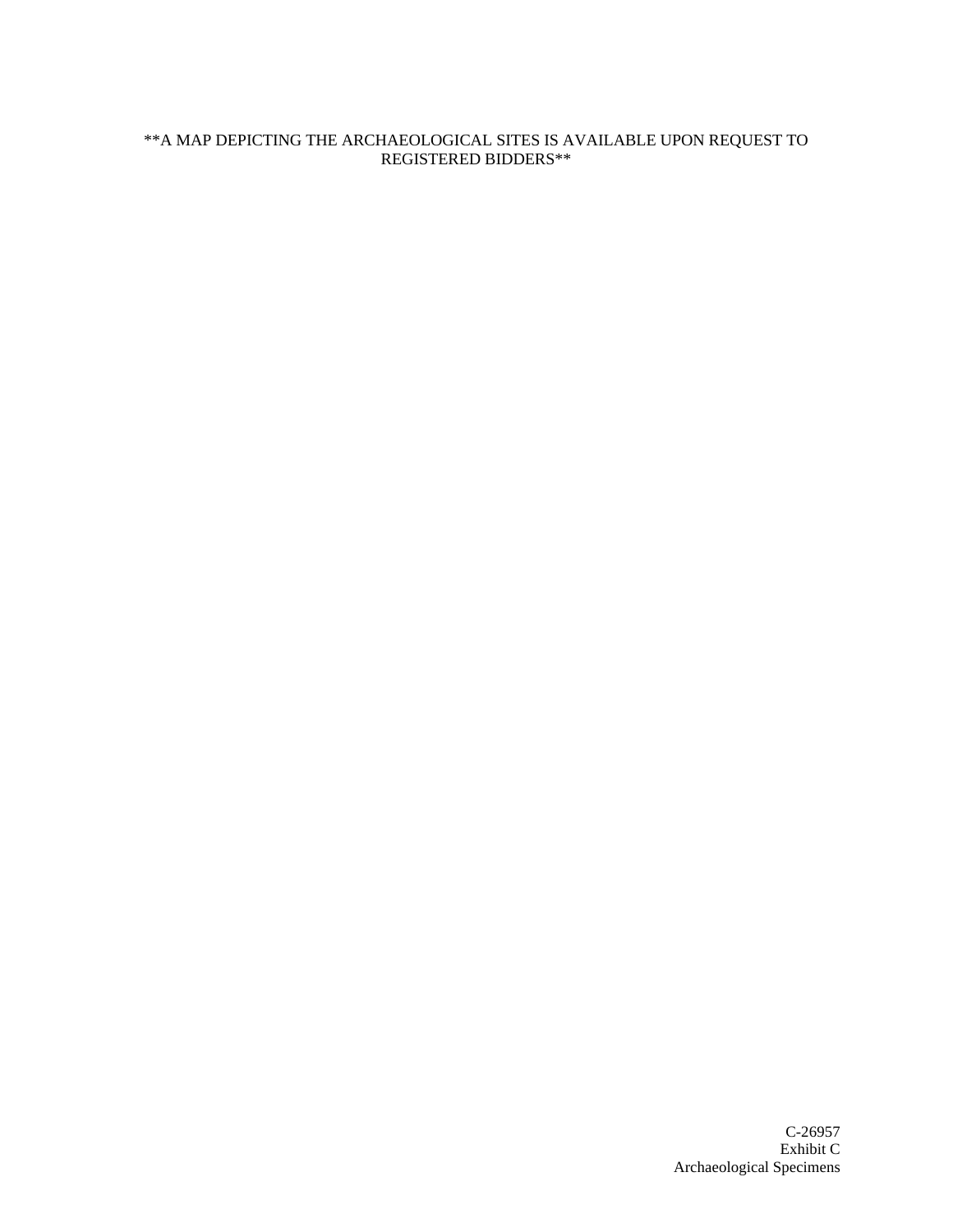**A MAP DEPICTING THE ARCHAEOLOGICAL SITES IS AVAILABLE UPON REQUEST TO REGISTERED BIDDERS**

C-26957
Exhibit C
Archaeological Specimens